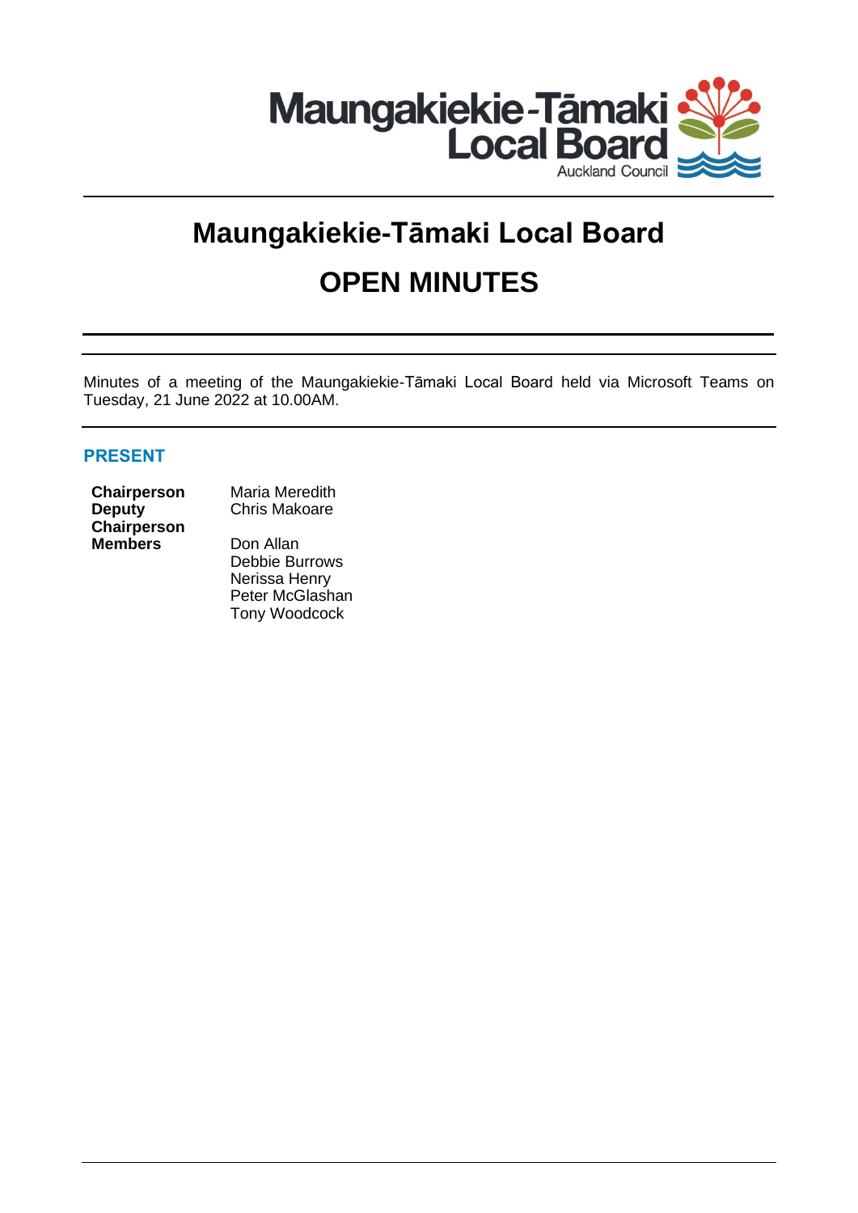# Maungakiekie-Tāmaki Local Board

# OPEN MINUTES

Minutes of a meeting of the Maungakiekie-Tāmaki Local Board held via Microsoft Teams on Tuesday, 21 June 2022 at 10.00AM.

## PRESENT

| | |
|---|---|
| **Chairperson** | Maria Meredith |
| **Deputy Chairperson** | Chris Makoare |
| **Members** | Don Allan |
| | Debbie Burrows |
| | Nerissa Henry |
| | Peter McGlashan |
| | Tony Woodcock |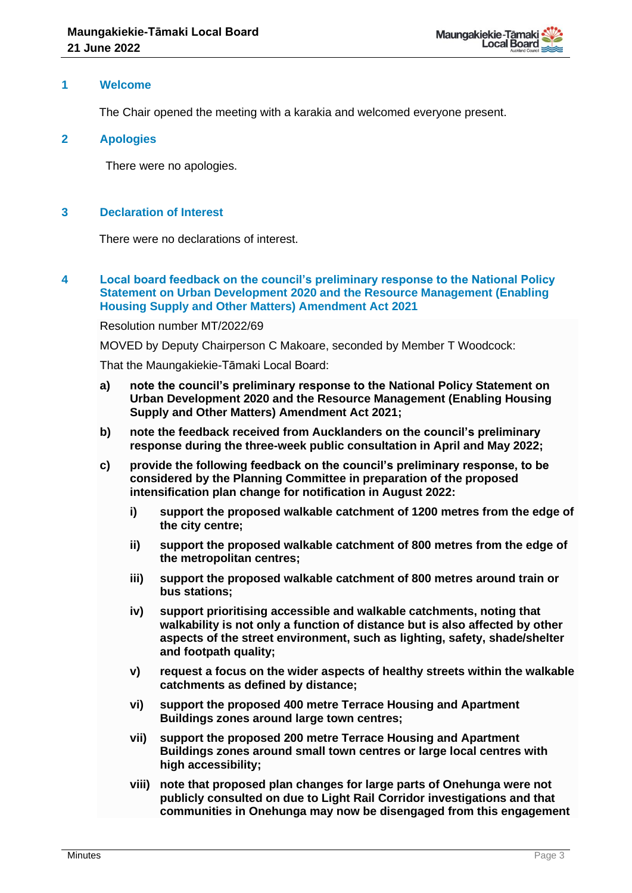## 1 Welcome

The Chair opened the meeting with a karakia and welcomed everyone present.

## 2 Apologies

There were no apologies.

## 3 Declaration of Interest

There were no declarations of interest.

## 4 Local board feedback on the council's preliminary response to the National Policy Statement on Urban Development 2020 and the Resource Management (Enabling Housing Supply and Other Matters) Amendment Act 2021

Resolution number MT/2022/69

MOVED by Deputy Chairperson C Makoare, seconded by Member T Woodcock:

That the Maungakiekie-Tāmaki Local Board:

**a) note the council's preliminary response to the National Policy Statement on Urban Development 2020 and the Resource Management (Enabling Housing Supply and Other Matters) Amendment Act 2021;**

**b) note the feedback received from Aucklanders on the council's preliminary response during the three-week public consultation in April and May 2022;**

**c) provide the following feedback on the council's preliminary response, to be considered by the Planning Committee in preparation of the proposed intensification plan change for notification in August 2022:**

- **i) support the proposed walkable catchment of 1200 metres from the edge of the city centre;**
- **ii) support the proposed walkable catchment of 800 metres from the edge of the metropolitan centres;**
- **iii) support the proposed walkable catchment of 800 metres around train or bus stations;**
- **iv) support prioritising accessible and walkable catchments, noting that walkability is not only a function of distance but is also affected by other aspects of the street environment, such as lighting, safety, shade/shelter and footpath quality;**
- **v) request a focus on the wider aspects of healthy streets within the walkable catchments as defined by distance;**
- **vi) support the proposed 400 metre Terrace Housing and Apartment Buildings zones around large town centres;**
- **vii) support the proposed 200 metre Terrace Housing and Apartment Buildings zones around small town centres or large local centres with high accessibility;**
- **viii) note that proposed plan changes for large parts of Onehunga were not publicly consulted on due to Light Rail Corridor investigations and that communities in Onehunga may now be disengaged from this engagement**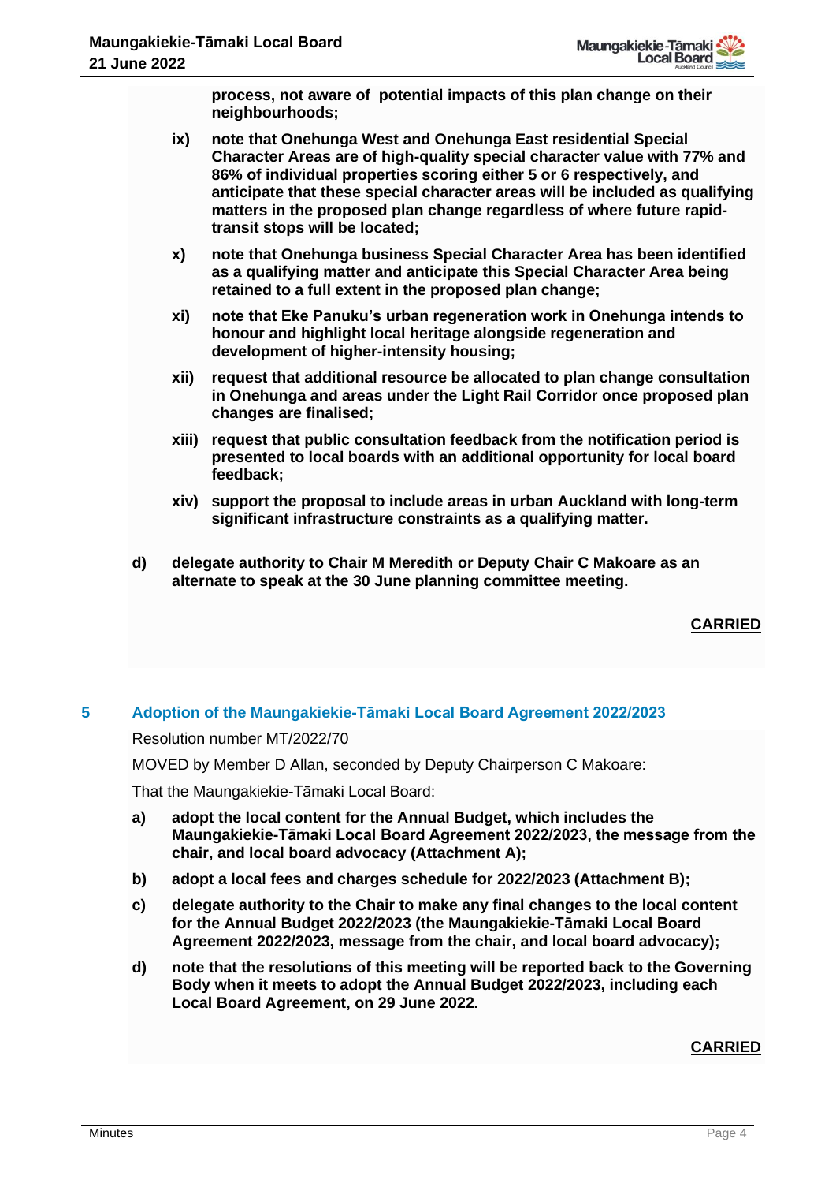**process, not aware of potential impacts of this plan change on their neighbourhoods;**

**ix) note that Onehunga West and Onehunga East residential Special Character Areas are of high-quality special character value with 77% and 86% of individual properties scoring either 5 or 6 respectively, and anticipate that these special character areas will be included as qualifying matters in the proposed plan change regardless of where future rapid-transit stops will be located;**

**x) note that Onehunga business Special Character Area has been identified as a qualifying matter and anticipate this Special Character Area being retained to a full extent in the proposed plan change;**

**xi) note that Eke Panuku's urban regeneration work in Onehunga intends to honour and highlight local heritage alongside regeneration and development of higher-intensity housing;**

**xii) request that additional resource be allocated to plan change consultation in Onehunga and areas under the Light Rail Corridor once proposed plan changes are finalised;**

**xiii) request that public consultation feedback from the notification period is presented to local boards with an additional opportunity for local board feedback;**

**xiv) support the proposal to include areas in urban Auckland with long-term significant infrastructure constraints as a qualifying matter.**

**d) delegate authority to Chair M Meredith or Deputy Chair C Makoare as an alternate to speak at the 30 June planning committee meeting.**

**CARRIED**

## 5 Adoption of the Maungakiekie-Tāmaki Local Board Agreement 2022/2023

Resolution number MT/2022/70

MOVED by Member D Allan, seconded by Deputy Chairperson C Makoare:

That the Maungakiekie-Tāmaki Local Board:

**a) adopt the local content for the Annual Budget, which includes the Maungakiekie-Tāmaki Local Board Agreement 2022/2023, the message from the chair, and local board advocacy (Attachment A);**

**b) adopt a local fees and charges schedule for 2022/2023 (Attachment B);**

**c) delegate authority to the Chair to make any final changes to the local content for the Annual Budget 2022/2023 (the Maungakiekie-Tāmaki Local Board Agreement 2022/2023, message from the chair, and local board advocacy);**

**d) note that the resolutions of this meeting will be reported back to the Governing Body when it meets to adopt the Annual Budget 2022/2023, including each Local Board Agreement, on 29 June 2022.**

**CARRIED**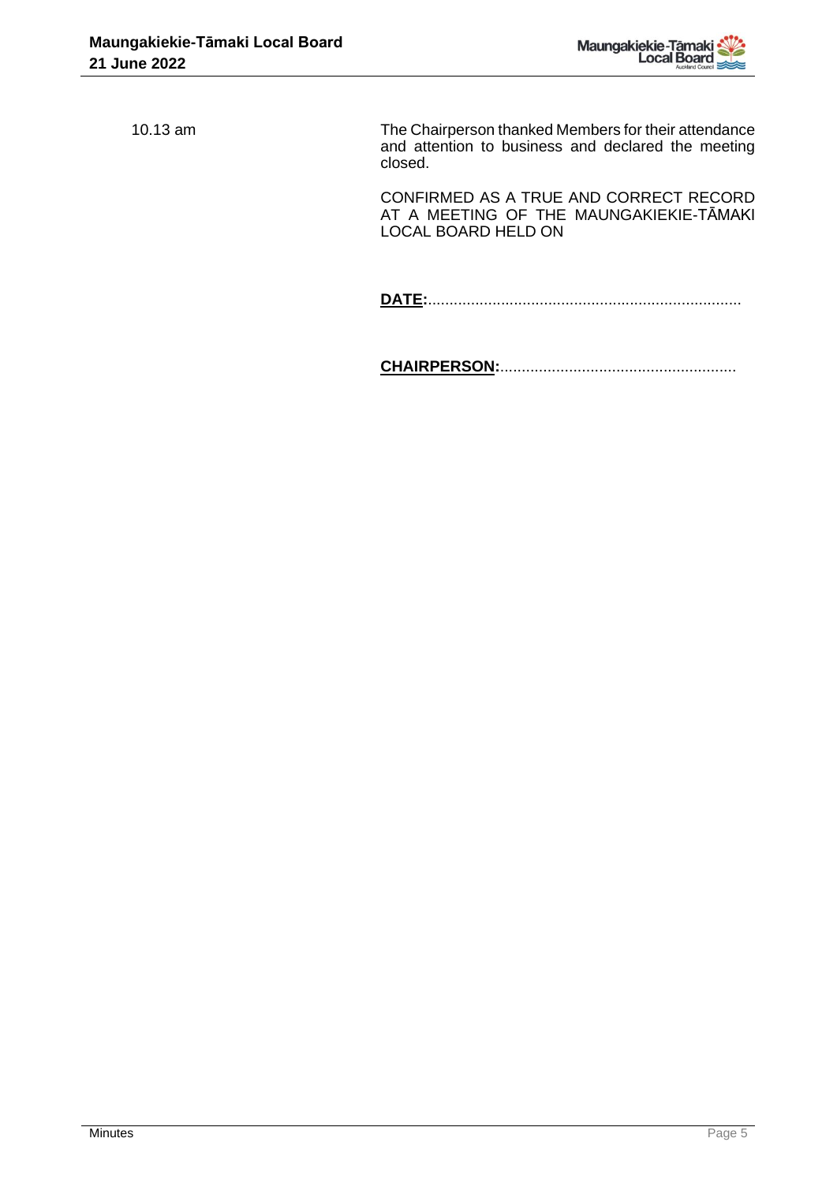10.13 am The Chairperson thanked Members for their attendance and attention to business and declared the meeting closed.

CONFIRMED AS A TRUE AND CORRECT RECORD AT A MEETING OF THE MAUNGAKIEKIE-TĀMAKI LOCAL BOARD HELD ON

**DATE:**.........................................................................

**CHAIRPERSON:**.......................................................